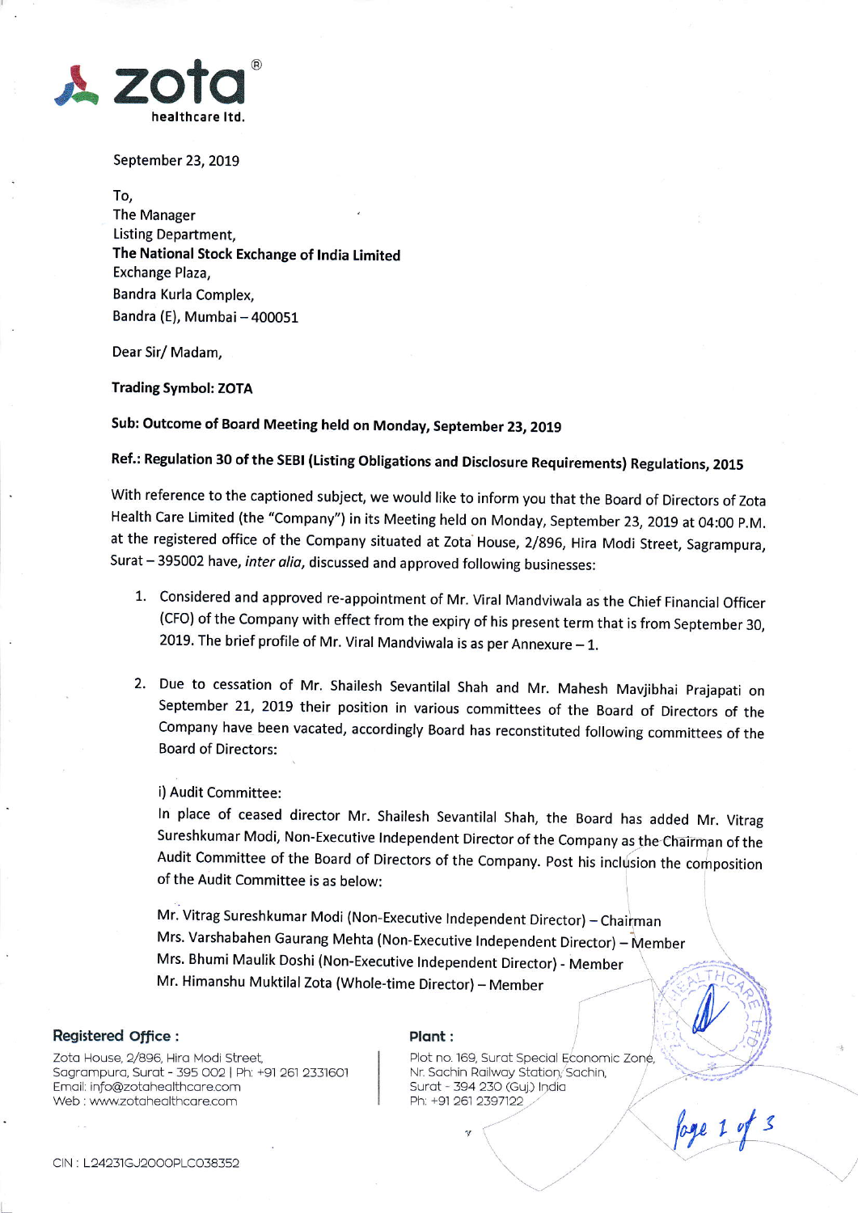zota® healthcare ltd.

September 23, 2019

To,
The Manager
Listing Department,
**The National Stock Exchange of India Limited**
Exchange Plaza,
Bandra Kurla Complex,
Bandra (E), Mumbai – 400051

Dear Sir/ Madam,

**Trading Symbol: ZOTA**

**Sub: Outcome of Board Meeting held on Monday, September 23, 2019**

**Ref.: Regulation 30 of the SEBI (Listing Obligations and Disclosure Requirements) Regulations, 2015**

With reference to the captioned subject, we would like to inform you that the Board of Directors of Zota Health Care Limited (the "Company") in its Meeting held on Monday, September 23, 2019 at 04:00 P.M. at the registered office of the Company situated at Zota House, 2/896, Hira Modi Street, Sagrampura, Surat – 395002 have, *inter alia*, discussed and approved following businesses:

1. Considered and approved re-appointment of Mr. Viral Mandviwala as the Chief Financial Officer (CFO) of the Company with effect from the expiry of his present term that is from September 30, 2019. The brief profile of Mr. Viral Mandviwala is as per Annexure – 1.

2. Due to cessation of Mr. Shailesh Sevantilal Shah and Mr. Mahesh Mavjibhai Prajapati on September 21, 2019 their position in various committees of the Board of Directors of the Company have been vacated, accordingly Board has reconstituted following committees of the Board of Directors:

   i) Audit Committee:
   In place of ceased director Mr. Shailesh Sevantilal Shah, the Board has added Mr. Vitrag Sureshkumar Modi, Non-Executive Independent Director of the Company as the Chairman of the Audit Committee of the Board of Directors of the Company. Post his inclusion the composition of the Audit Committee is as below:

   Mr. Vitrag Sureshkumar Modi (Non-Executive Independent Director) – Chairman
   Mrs. Varshabahen Gaurang Mehta (Non-Executive Independent Director) – Member
   Mrs. Bhumi Maulik Doshi (Non-Executive Independent Director) - Member
   Mr. Himanshu Muktilal Zota (Whole-time Director) – Member

**Registered Office :**
Zota House, 2/896, Hira Modi Street, Sagrampura, Surat - 395 002 | Ph: +91 261 2331601
Email: info@zotahealthcare.com
Web : www.zotahealthcare.com

**Plant :**
Plot no. 169, Surat Special Economic Zone, Nr. Sachin Railway Station, Sachin, Surat - 394 230 (Guj.) India
Ph: +91 261 2397122

CIN : L24231GJ2000PLC038352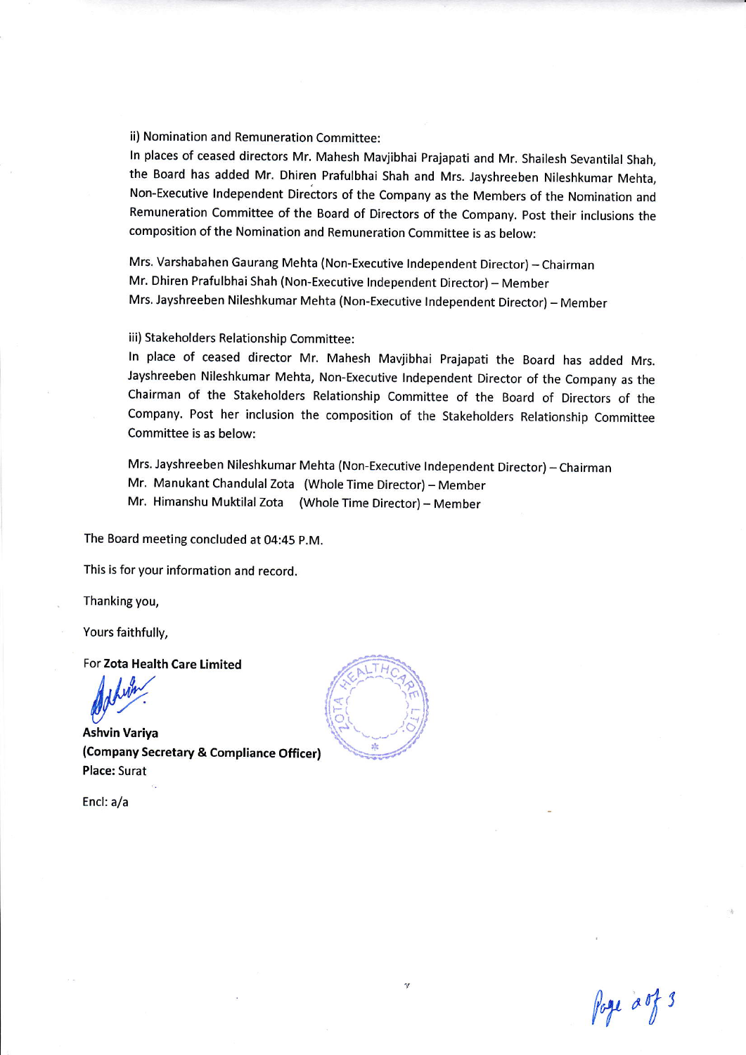ii) Nomination and Remuneration Committee:

In places of ceased directors Mr. Mahesh Mavjibhai Prajapati and Mr. Shailesh Sevantilal Shah, the Board has added Mr. Dhiren Prafulbhai Shah and Mrs. Jayshreeben Nileshkumar Mehta, Non-Executive Independent Directors of the Company as the Members of the Nomination and Remuneration Committee of the Board of Directors of the Company. Post their inclusions the composition of the Nomination and Remuneration Committee is as below:

Mrs. Varshabahen Gaurang Mehta (Non-Executive Independent Director) – Chairman
Mr. Dhiren Prafulbhai Shah (Non-Executive Independent Director) – Member
Mrs. Jayshreeben Nileshkumar Mehta (Non-Executive Independent Director) – Member

iii) Stakeholders Relationship Committee:

In place of ceased director Mr. Mahesh Mavjibhai Prajapati the Board has added Mrs. Jayshreeben Nileshkumar Mehta, Non-Executive Independent Director of the Company as the Chairman of the Stakeholders Relationship Committee of the Board of Directors of the Company. Post her inclusion the composition of the Stakeholders Relationship Committee Committee is as below:

Mrs. Jayshreeben Nileshkumar Mehta (Non-Executive Independent Director) – Chairman
Mr. Manukant Chandulal Zota (Whole Time Director) – Member
Mr. Himanshu Muktilal Zota (Whole Time Director) – Member

The Board meeting concluded at 04:45 P.M.

This is for your information and record.

Thanking you,

Yours faithfully,

For **Zota Health Care Limited**

**Ashvin Variya**
**(Company Secretary & Compliance Officer)**
**Place:** Surat

Encl: a/a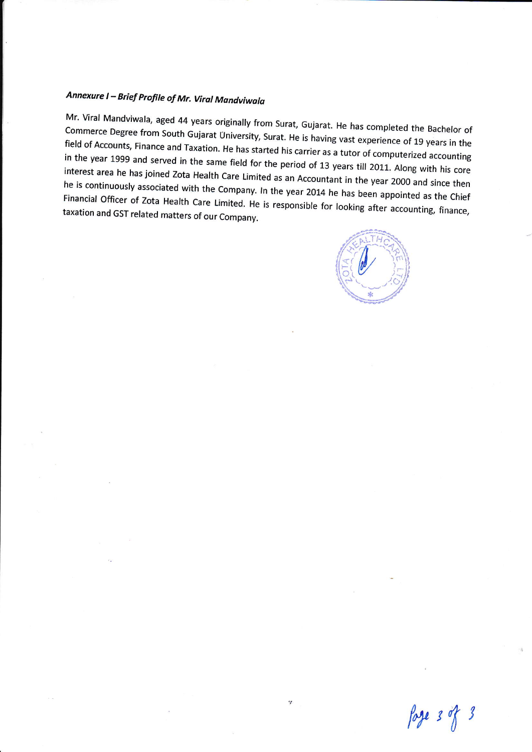***Annexure I – Brief Profile of Mr. Viral Mandviwala***

Mr. Viral Mandviwala, aged 44 years originally from Surat, Gujarat. He has completed the Bachelor of Commerce Degree from South Gujarat University, Surat. He is having vast experience of 19 years in the field of Accounts, Finance and Taxation. He has started his carrier as a tutor of computerized accounting in the year 1999 and served in the same field for the period of 13 years till 2011. Along with his core interest area he has joined Zota Health Care Limited as an Accountant in the year 2000 and since then he is continuously associated with the Company. In the year 2014 he has been appointed as the Chief Financial Officer of Zota Health Care Limited. He is responsible for looking after accounting, finance, taxation and GST related matters of our Company.

ZOTA HEALTHCARE LTD.